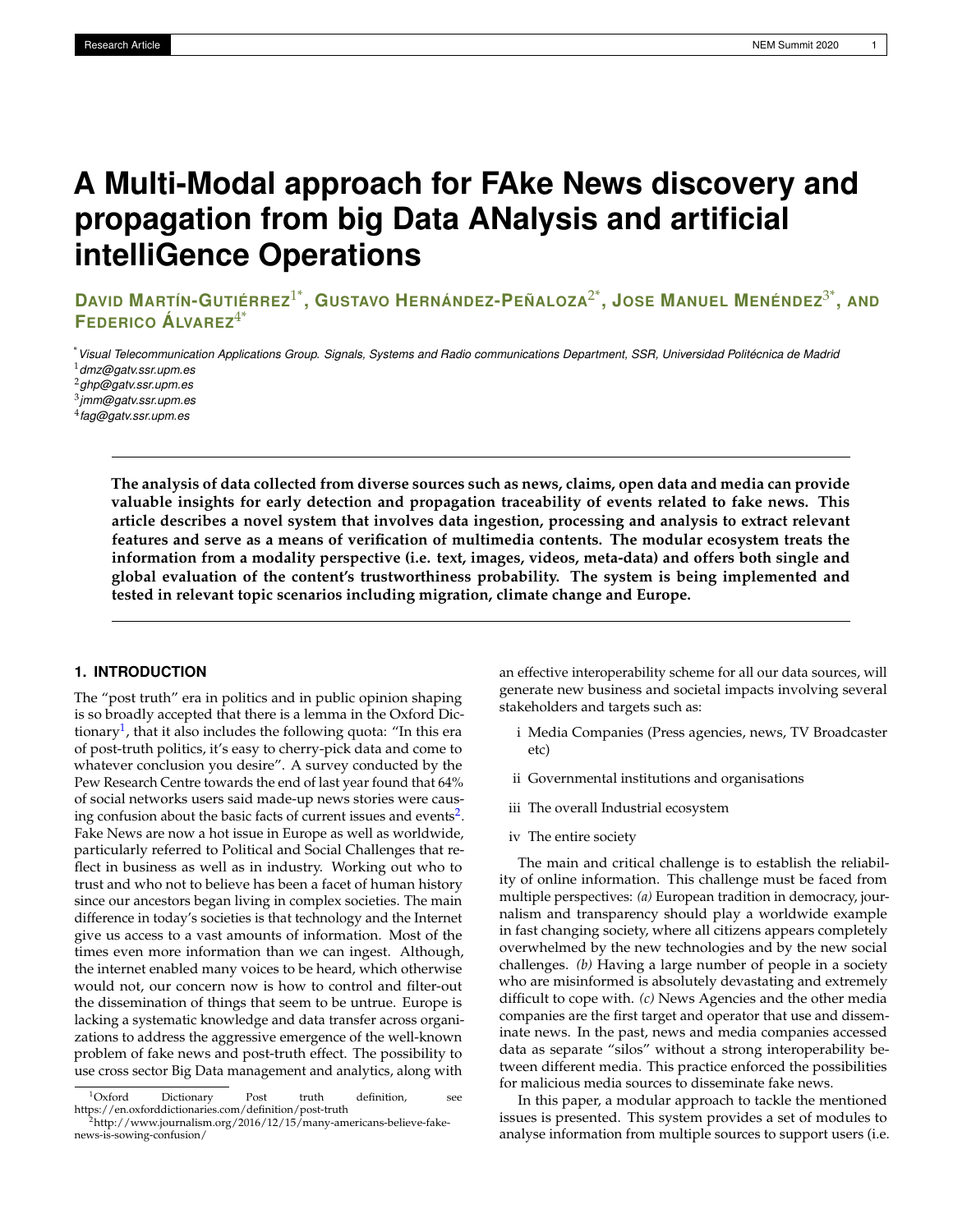# A Multi-Modal approach for FAke News discovery and propagation from big Data ANalysis and artificial intelliGence Operations

**David Martín-Gutiérrez[1*], Gustavo Hernández-Peñaloza[2*], Jose Manuel Menéndez[3*], and Federico Álvarez[4*]**

[*] *Visual Telecommunication Applications Group. Signals, Systems and Radio communications Department, SSR, Universidad Politécnica de Madrid*
[1] *dmz@gatv.ssr.upm.es*
[2] *ghp@gatv.ssr.upm.es*
[3] *jmm@gatv.ssr.upm.es*
[4] *fag@gatv.ssr.upm.es*

**The analysis of data collected from diverse sources such as news, claims, open data and media can provide valuable insights for early detection and propagation traceability of events related to fake news. This article describes a novel system that involves data ingestion, processing and analysis to extract relevant features and serve as a means of verification of multimedia contents. The modular ecosystem treats the information from a modality perspective (i.e. text, images, videos, meta-data) and offers both single and global evaluation of the content's trustworthiness probability. The system is being implemented and tested in relevant topic scenarios including migration, climate change and Europe.**

## 1. INTRODUCTION

The "post truth" era in politics and in public opinion shaping is so broadly accepted that there is a lemma in the Oxford Dictionary[1], that it also includes the following quota: "In this era of post-truth politics, it's easy to cherry-pick data and come to whatever conclusion you desire". A survey conducted by the Pew Research Centre towards the end of last year found that 64% of social networks users said made-up news stories were causing confusion about the basic facts of current issues and events[2]. Fake News are now a hot issue in Europe as well as worldwide, particularly referred to Political and Social Challenges that reflect in business as well as in industry. Working out who to trust and who not to believe has been a facet of human history since our ancestors began living in complex societies. The main difference in today's societies is that technology and the Internet give us access to a vast amounts of information. Most of the times even more information than we can ingest. Although, the internet enabled many voices to be heard, which otherwise would not, our concern now is how to control and filter-out the dissemination of things that seem to be untrue. Europe is lacking a systematic knowledge and data transfer across organizations to address the aggressive emergence of the well-known problem of fake news and post-truth effect. The possibility to use cross sector Big Data management and analytics, along with an effective interoperability scheme for all our data sources, will generate new business and societal impacts involving several stakeholders and targets such as:

- i Media Companies (Press agencies, news, TV Broadcaster etc)
- ii Governmental institutions and organisations
- iii The overall Industrial ecosystem
- iv The entire society

The main and critical challenge is to establish the reliability of online information. This challenge must be faced from multiple perspectives: *(a)* European tradition in democracy, journalism and transparency should play a worldwide example in fast changing society, where all citizens appears completely overwhelmed by the new technologies and by the new social challenges. *(b)* Having a large number of people in a society who are misinformed is absolutely devastating and extremely difficult to cope with. *(c)* News Agencies and the other media companies are the first target and operator that use and disseminate news. In the past, news and media companies accessed data as separate "silos" without a strong interoperability between different media. This practice enforced the possibilities for malicious media sources to disseminate fake news.

In this paper, a modular approach to tackle the mentioned issues is presented. This system provides a set of modules to analyse information from multiple sources to support users (i.e.

[1] Oxford Dictionary Post truth definition, see https://en.oxforddictionaries.com/definition/post-truth
[2] http://www.journalism.org/2016/12/15/many-americans-believe-fake-news-is-sowing-confusion/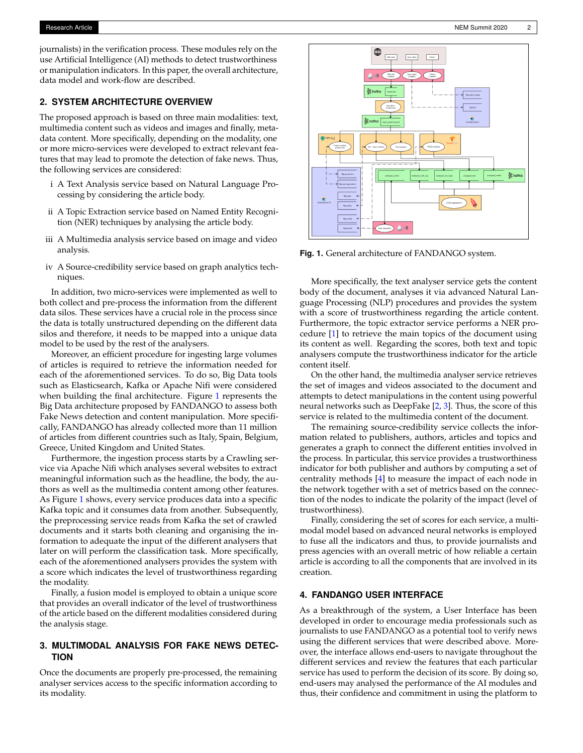journalists) in the verification process. These modules rely on the use Artificial Intelligence (AI) methods to detect trustworthiness or manipulation indicators. In this paper, the overall architecture, data model and work-flow are described.

## 2. SYSTEM ARCHITECTURE OVERVIEW

The proposed approach is based on three main modalities: text, multimedia content such as videos and images and finally, meta-data content. More specifically, depending on the modality, one or more micro-services were developed to extract relevant features that may lead to promote the detection of fake news. Thus, the following services are considered:

i A Text Analysis service based on Natural Language Processing by considering the article body.

ii A Topic Extraction service based on Named Entity Recognition (NER) techniques by analysing the article body.

iii A Multimedia analysis service based on image and video analysis.

iv A Source-credibility service based on graph analytics techniques.

In addition, two micro-services were implemented as well to both collect and pre-process the information from the different data silos. These services have a crucial role in the process since the data is totally unstructured depending on the different data silos and therefore, it needs to be mapped into a unique data model to be used by the rest of the analysers.

Moreover, an efficient procedure for ingesting large volumes of articles is required to retrieve the information needed for each of the aforementioned services. To do so, Big Data tools such as Elasticsearch, Kafka or Apache Nifi were considered when building the final architecture. Figure 1 represents the Big Data architecture proposed by FANDANGO to assess both Fake News detection and content manipulation. More specifically, FANDANGO has already collected more than 11 million of articles from different countries such as Italy, Spain, Belgium, Greece, United Kingdom and United States.

Furthermore, the ingestion process starts by a Crawling service via Apache Nifi which analyses several websites to extract meaningful information such as the headline, the body, the authors as well as the multimedia content among other features. As Figure 1 shows, every service produces data into a specific Kafka topic and it consumes data from another. Subsequently, the preprocessing service reads from Kafka the set of crawled documents and it starts both cleaning and organising the information to adequate the input of the different analysers that later on will perform the classification task. More specifically, each of the aforementioned analysers provides the system with a score which indicates the level of trustworthiness regarding the modality.

Finally, a fusion model is employed to obtain a unique score that provides an overall indicator of the level of trustworthiness of the article based on the different modalities considered during the analysis stage.

## 3. MULTIMODAL ANALYSIS FOR FAKE NEWS DETECTION

Once the documents are properly pre-processed, the remaining analyser services access to the specific information according to its modality.

**Fig. 1.** General architecture of FANDANGO system.

More specifically, the text analyser service gets the content body of the document, analyses it via advanced Natural Language Processing (NLP) procedures and provides the system with a score of trustworthiness regarding the article content. Furthermore, the topic extractor service performs a NER procedure [1] to retrieve the main topics of the document using its content as well. Regarding the scores, both text and topic analysers compute the trustworthiness indicator for the article content itself.

On the other hand, the multimedia analyser service retrieves the set of images and videos associated to the document and attempts to detect manipulations in the content using powerful neural networks such as DeepFake [2, 3]. Thus, the score of this service is related to the multimedia content of the document.

The remaining source-credibility service collects the information related to publishers, authors, articles and topics and generates a graph to connect the different entities involved in the process. In particular, this service provides a trustworthiness indicator for both publisher and authors by computing a set of centrality methods [4] to measure the impact of each node in the network together with a set of metrics based on the connection of the nodes to indicate the polarity of the impact (level of trustworthiness).

Finally, considering the set of scores for each service, a multimodal model based on advanced neural networks is employed to fuse all the indicators and thus, to provide journalists and press agencies with an overall metric of how reliable a certain article is according to all the components that are involved in its creation.

## 4. FANDANGO USER INTERFACE

As a breakthrough of the system, a User Interface has been developed in order to encourage media professionals such as journalists to use FANDANGO as a potential tool to verify news using the different services that were described above. Moreover, the interface allows end-users to navigate throughout the different services and review the features that each particular service has used to perform the decision of its score. By doing so, end-users may analysed the performance of the AI modules and thus, their confidence and commitment in using the platform to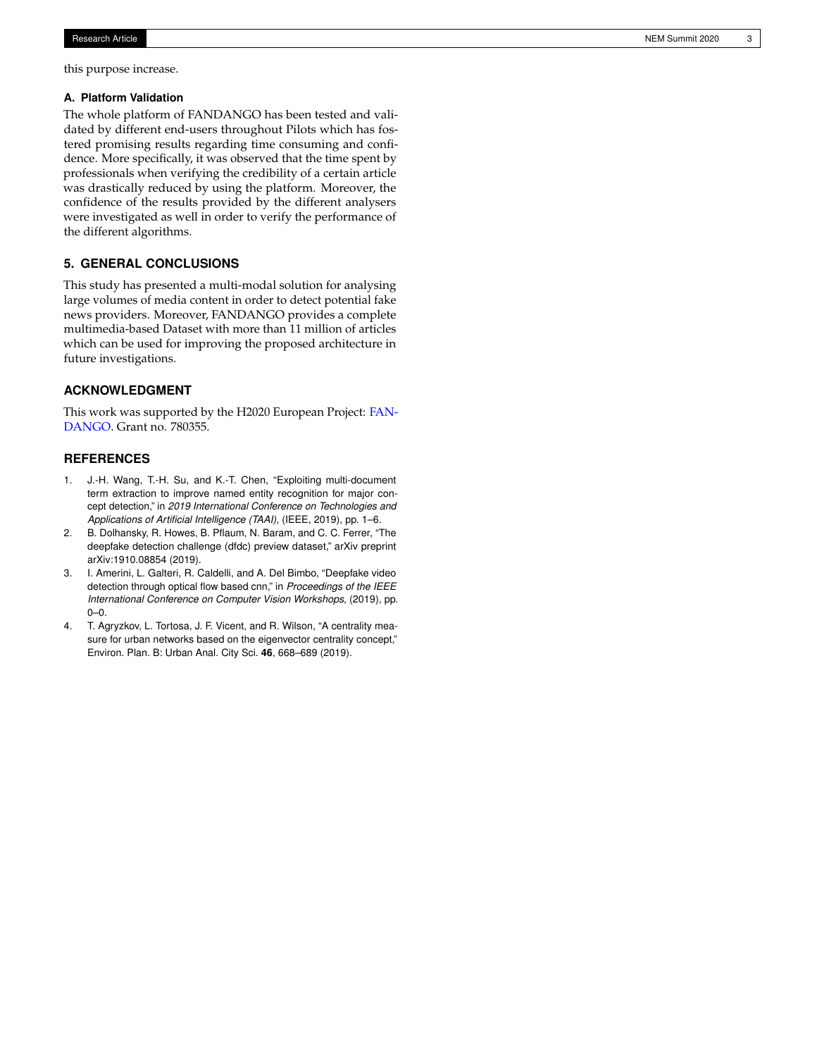this purpose increase.

### A. Platform Validation

The whole platform of FANDANGO has been tested and validated by different end-users throughout Pilots which has fostered promising results regarding time consuming and confidence. More specifically, it was observed that the time spent by professionals when verifying the credibility of a certain article was drastically reduced by using the platform. Moreover, the confidence of the results provided by the different analysers were investigated as well in order to verify the performance of the different algorithms.

## 5. GENERAL CONCLUSIONS

This study has presented a multi-modal solution for analysing large volumes of media content in order to detect potential fake news providers. Moreover, FANDANGO provides a complete multimedia-based Dataset with more than 11 million of articles which can be used for improving the proposed architecture in future investigations.

## ACKNOWLEDGMENT

This work was supported by the H2020 European Project: FANDANGO. Grant no. 780355.

## REFERENCES

1. J.-H. Wang, T.-H. Su, and K.-T. Chen, "Exploiting multi-document term extraction to improve named entity recognition for major concept detection," in *2019 International Conference on Technologies and Applications of Artificial Intelligence (TAAI),* (IEEE, 2019), pp. 1–6.
2. B. Dolhansky, R. Howes, B. Pflaum, N. Baram, and C. C. Ferrer, "The deepfake detection challenge (dfdc) preview dataset," arXiv preprint arXiv:1910.08854 (2019).
3. I. Amerini, L. Galteri, R. Caldelli, and A. Del Bimbo, "Deepfake video detection through optical flow based cnn," in *Proceedings of the IEEE International Conference on Computer Vision Workshops,* (2019), pp. 0–0.
4. T. Agryzkov, L. Tortosa, J. F. Vicent, and R. Wilson, "A centrality measure for urban networks based on the eigenvector centrality concept," Environ. Plan. B: Urban Anal. City Sci. **46**, 668–689 (2019).